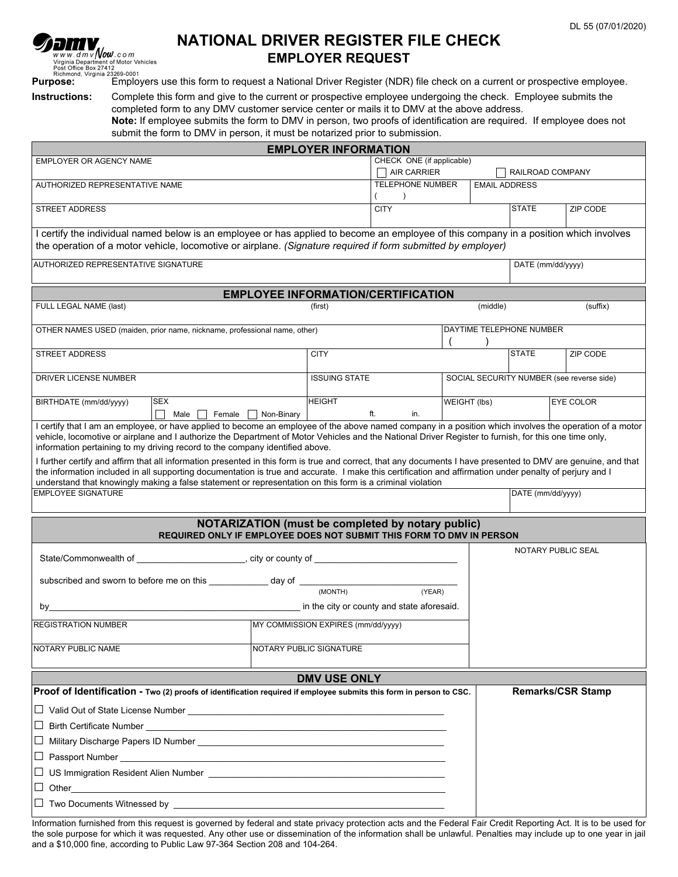DL 55 (07/01/2020)

www.dmvNow.com
Virginia Department of Motor Vehicles
Post Office Box 27412
Richmond, Virginia 23269-0001

# NATIONAL DRIVER REGISTER FILE CHECK
## EMPLOYER REQUEST

**Purpose:** Employers use this form to request a National Driver Register (NDR) file check on a current or prospective employee.

**Instructions:** Complete this form and give to the current or prospective employee undergoing the check. Employee submits the completed form to any DMV customer service center or mails it to DMV at the above address.
**Note:** If employee submits the form to DMV in person, two proofs of identification are required. If employee does not submit the form to DMV in person, it must be notarized prior to submission.

### EMPLOYER INFORMATION

| EMPLOYER OR AGENCY NAME | | CHECK ONE (if applicable) ☐ AIR CARRIER ☐ RAILROAD COMPANY | |
|---|---|---|---|
| AUTHORIZED REPRESENTATIVE NAME | | TELEPHONE NUMBER ( ) | EMAIL ADDRESS |
| STREET ADDRESS | CITY | STATE | ZIP CODE |

I certify the individual named below is an employee or has applied to become an employee of this company in a position which involves the operation of a motor vehicle, locomotive or airplane. *(Signature required if form submitted by employer)*

| AUTHORIZED REPRESENTATIVE SIGNATURE | DATE (mm/dd/yyyy) |
|---|---|

### EMPLOYEE INFORMATION/CERTIFICATION

| FULL LEGAL NAME (last) | (first) | (middle) | (suffix) |
|---|---|---|---|
| OTHER NAMES USED (maiden, prior name, nickname, professional name, other) | | DAYTIME TELEPHONE NUMBER ( ) | |
| STREET ADDRESS | CITY | STATE | ZIP CODE |
| DRIVER LICENSE NUMBER | ISSUING STATE | SOCIAL SECURITY NUMBER (see reverse side) | |

| BIRTHDATE (mm/dd/yyyy) | SEX ☐ Male ☐ Female ☐ Non-Binary | HEIGHT ft. in. | WEIGHT (lbs) | EYE COLOR |
|---|---|---|---|---|

I certify that I am an employee, or have applied to become an employee of the above named company in a position which involves the operation of a motor vehicle, locomotive or airplane and I authorize the Department of Motor Vehicles and the National Driver Register to furnish, for this one time only, information pertaining to my driving record to the company identified above.

I further certify and affirm that all information presented in this form is true and correct, that any documents I have presented to DMV are genuine, and that the information included in all supporting documentation is true and accurate. I make this certification and affirmation under penalty of perjury and I understand that knowingly making a false statement or representation on this form is a criminal violation

| EMPLOYEE SIGNATURE | DATE (mm/dd/yyyy) |
|---|---|

### NOTARIZATION (must be completed by notary public)
**REQUIRED ONLY IF EMPLOYEE DOES NOT SUBMIT THIS FORM TO DMV IN PERSON**

State/Commonwealth of ____________________, city or county of ____________________

subscribed and sworn to before me on this __________ day of ____________ (MONTH) ______ (YEAR)

by ______________________________ in the city or county and state aforesaid.

| REGISTRATION NUMBER | MY COMMISSION EXPIRES (mm/dd/yyyy) | NOTARY PUBLIC SEAL |
|---|---|---|
| NOTARY PUBLIC NAME | NOTARY PUBLIC SIGNATURE | |

### DMV USE ONLY

**Proof of Identification - Two (2) proofs of identification required if employee submits this form in person to CSC.**

**Remarks/CSR Stamp**

- ☐ Valid Out of State License Number ______________________
- ☐ Birth Certificate Number ______________________
- ☐ Military Discharge Papers ID Number ______________________
- ☐ Passport Number ______________________
- ☐ US Immigration Resident Alien Number ______________________
- ☐ Other ______________________
- ☐ Two Documents Witnessed by ______________________

Information furnished from this request is governed by federal and state privacy protection acts and the Federal Fair Credit Reporting Act. It is to be used for the sole purpose for which it was requested. Any other use or dissemination of the information shall be unlawful. Penalties may include up to one year in jail and a $10,000 fine, according to Public Law 97-364 Section 208 and 104-264.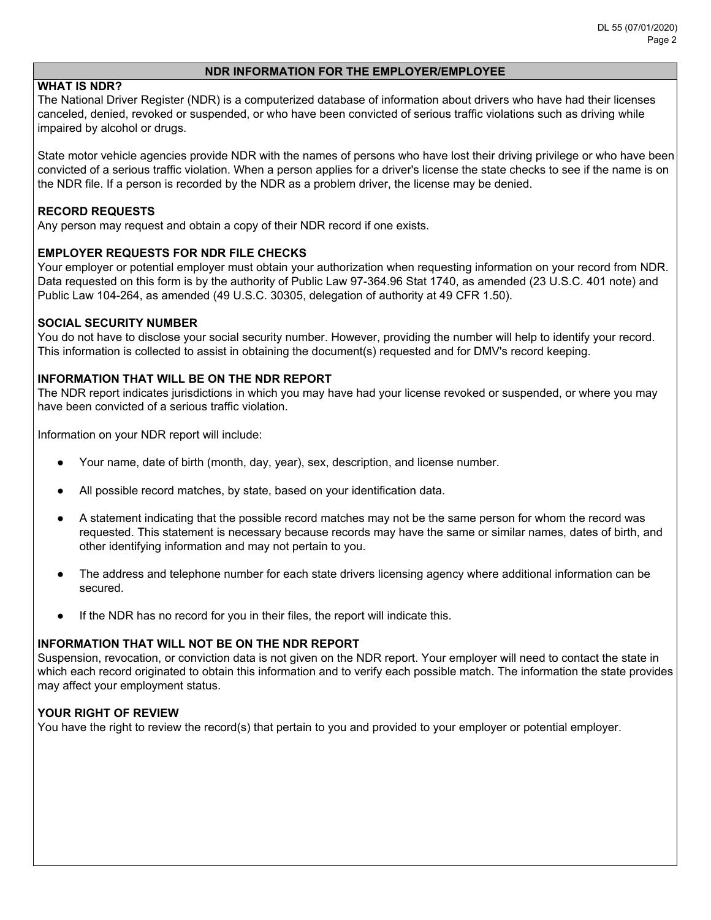## NDR INFORMATION FOR THE EMPLOYER/EMPLOYEE

### WHAT IS NDR?

The National Driver Register (NDR) is a computerized database of information about drivers who have had their licenses canceled, denied, revoked or suspended, or who have been convicted of serious traffic violations such as driving while impaired by alcohol or drugs.

State motor vehicle agencies provide NDR with the names of persons who have lost their driving privilege or who have been convicted of a serious traffic violation. When a person applies for a driver's license the state checks to see if the name is on the NDR file. If a person is recorded by the NDR as a problem driver, the license may be denied.

### RECORD REQUESTS

Any person may request and obtain a copy of their NDR record if one exists.

### EMPLOYER REQUESTS FOR NDR FILE CHECKS

Your employer or potential employer must obtain your authorization when requesting information on your record from NDR. Data requested on this form is by the authority of Public Law 97-364.96 Stat 1740, as amended (23 U.S.C. 401 note) and Public Law 104-264, as amended (49 U.S.C. 30305, delegation of authority at 49 CFR 1.50).

### SOCIAL SECURITY NUMBER

You do not have to disclose your social security number. However, providing the number will help to identify your record. This information is collected to assist in obtaining the document(s) requested and for DMV's record keeping.

### INFORMATION THAT WILL BE ON THE NDR REPORT

The NDR report indicates jurisdictions in which you may have had your license revoked or suspended, or where you may have been convicted of a serious traffic violation.

Information on your NDR report will include:

- Your name, date of birth (month, day, year), sex, description, and license number.
- All possible record matches, by state, based on your identification data.
- A statement indicating that the possible record matches may not be the same person for whom the record was requested. This statement is necessary because records may have the same or similar names, dates of birth, and other identifying information and may not pertain to you.
- The address and telephone number for each state drivers licensing agency where additional information can be secured.
- If the NDR has no record for you in their files, the report will indicate this.

### INFORMATION THAT WILL NOT BE ON THE NDR REPORT

Suspension, revocation, or conviction data is not given on the NDR report. Your employer will need to contact the state in which each record originated to obtain this information and to verify each possible match. The information the state provides may affect your employment status.

### YOUR RIGHT OF REVIEW

You have the right to review the record(s) that pertain to you and provided to your employer or potential employer.